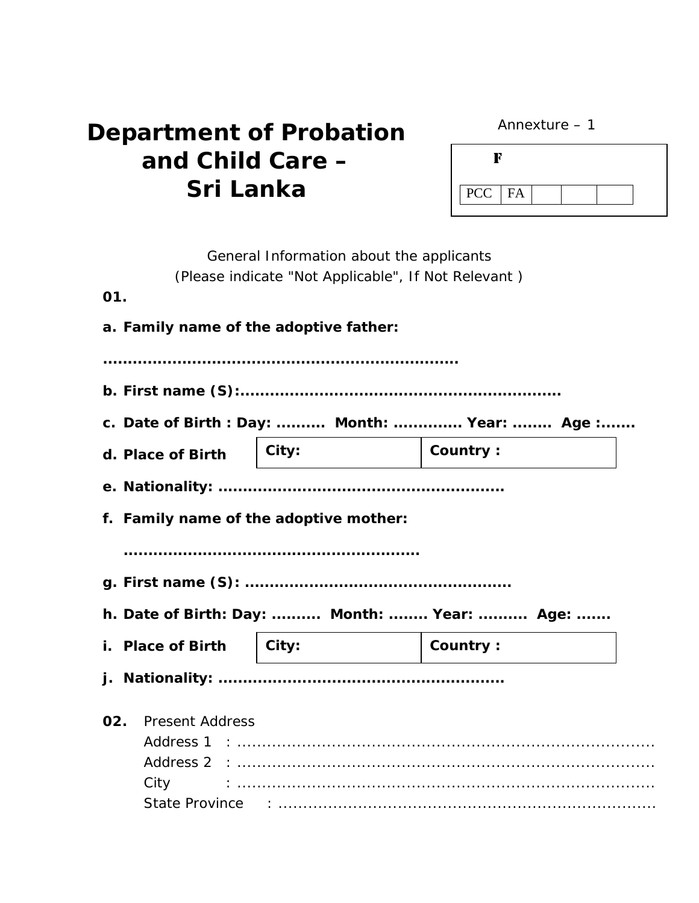# Department of Probation and Child Care – Sri Lanka

Annexture – 1

| F | | | | |
|---|---|---|---|---|
| PCC | FA | | | |

General Information about the applicants
(Please indicate "Not Applicable", If Not Relevant )

**01.**

**a. Family name of the adoptive father:**

**........................................................................**

**b. First name (S):................................................................**

**c. Date of Birth : Day: ..........  Month: .............. Year: ........  Age :.......**

| **d. Place of Birth** | **City:** | **Country :** |
|---|---|---|

**e. Nationality: .........................................................**

**f. Family name of the adoptive mother:**

**...........................................................**

**g. First name (S): .....................................................**

**h. Date of Birth: Day: ..........  Month: ........ Year: ..........  Age: .......**

| **i. Place of Birth** | **City:** | **Country :** |
|---|---|---|

**j. Nationality: .........................................................**

**02.** Present Address

Address 1 : ..........................................................................

Address 2 : ..........................................................................

City : ..........................................................................

State Province : .................................................................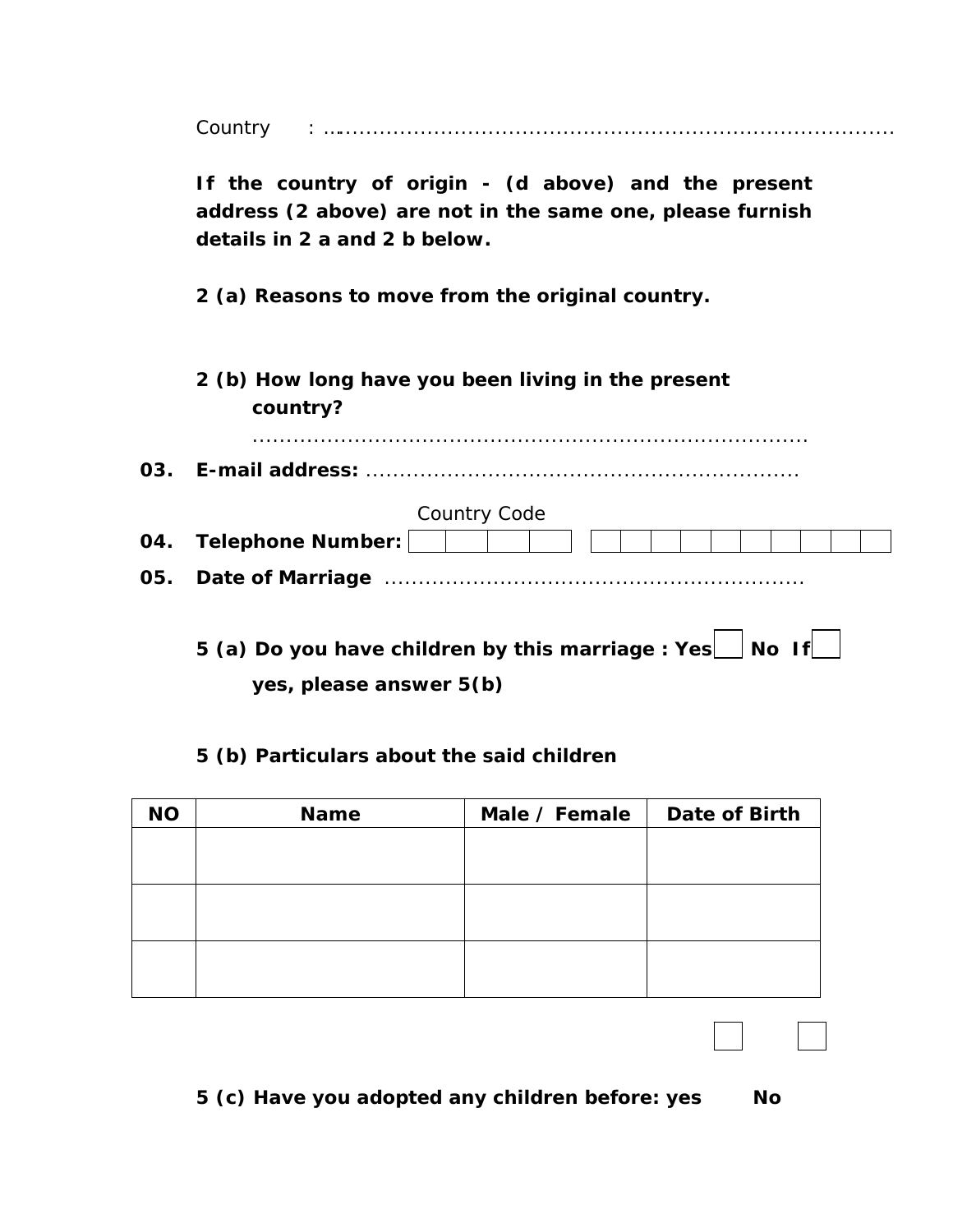Country : ........................................................................................

**If the country of origin - (d above) and the present address (2 above) are not in the same one, please furnish details in 2 a and 2 b below.**

**2 (a) Reasons to move from the original country.**

**2 (b) How long have you been living in the present country?**

........................................................................................

**03. E-mail address:** ..............................................................

**04. Telephone Number:** Country Code ☐☐☐☐ ☐☐☐☐☐☐☐☐☐☐

**05. Date of Marriage** ............................................................

**5 (a) Do you have children by this marriage : Yes** ☐ **No** ☐ **If yes, please answer 5(b)**

**5 (b) Particulars about the said children**

| NO | Name | Male / Female | Date of Birth |
|---|---|---|---|
| | | | |
| | | | |
| | | | |

**5 (c) Have you adopted any children before: yes** ☐ **No** ☐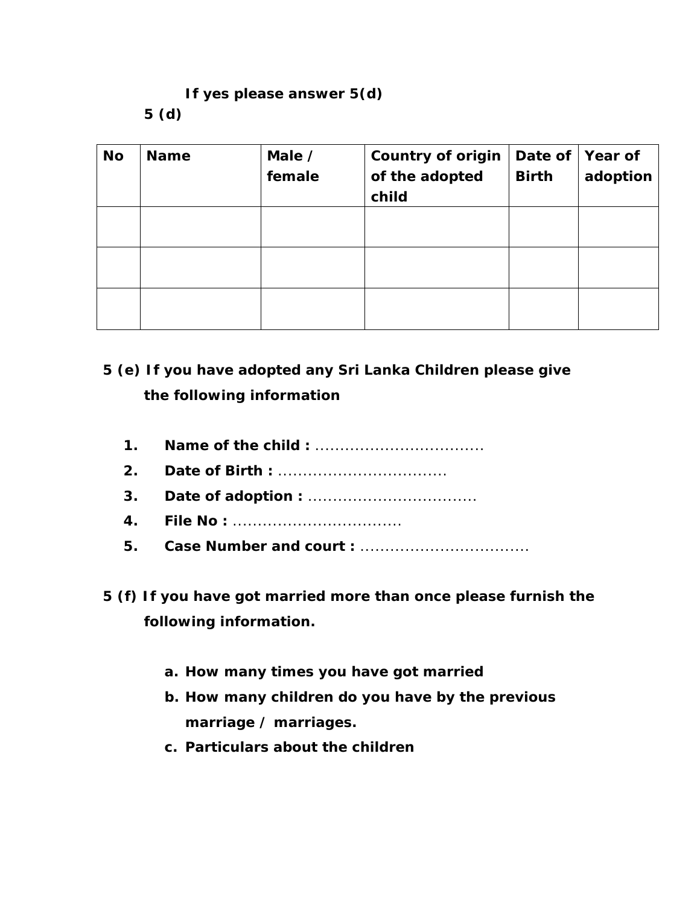**If yes please answer 5(d)**

**5 (d)**

| No | Name | Male / female | Country of origin of the adopted child | Date of Birth | Year of adoption |
|---|---|---|---|---|---|
| | | | | | |
| | | | | | |
| | | | | | |

**5 (e) If you have adopted any Sri Lanka Children please give the following information**

1. **Name of the child :** ..................................
2. **Date of Birth :** ..................................
3. **Date of adoption :** ..................................
4. **File No :** ..................................
5. **Case Number and court :** ..................................

**5 (f) If you have got married more than once please furnish the following information.**

a. **How many times you have got married**
b. **How many children do you have by the previous marriage / marriages.**
c. **Particulars about the children**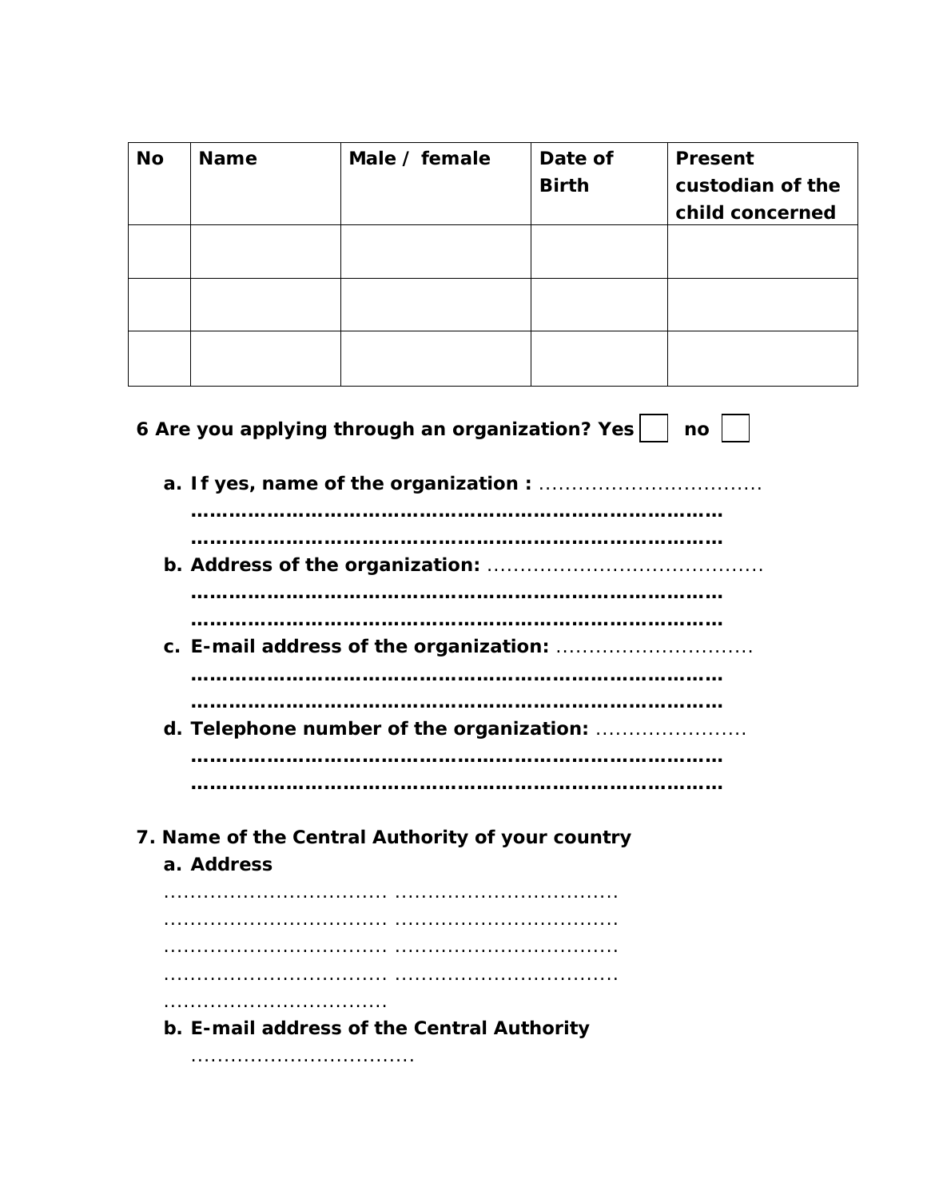| No | Name | Male / female | Date of Birth | Present custodian of the child concerned |
|---|---|---|---|---|
| | | | | |
| | | | | |
| | | | | |

**6 Are you applying through an organization? Yes ☐ no ☐**

a. **If yes, name of the organization :** ..................................
**…………………………………………………………………………**
**…………………………………………………………………………**

b. **Address of the organization:** ..........................................
**…………………………………………………………………………**
**…………………………………………………………………………**

c. **E-mail address of the organization:** ..............................
**…………………………………………………………………………**
**…………………………………………………………………………**

d. **Telephone number of the organization:** .......................
**…………………………………………………………………………**
**…………………………………………………………………………**

**7. Name of the Central Authority of your country**

a. **Address**
................................. ..................................
................................. ..................................
................................. ..................................
................................. ..................................
.................................

b. **E-mail address of the Central Authority**
..................................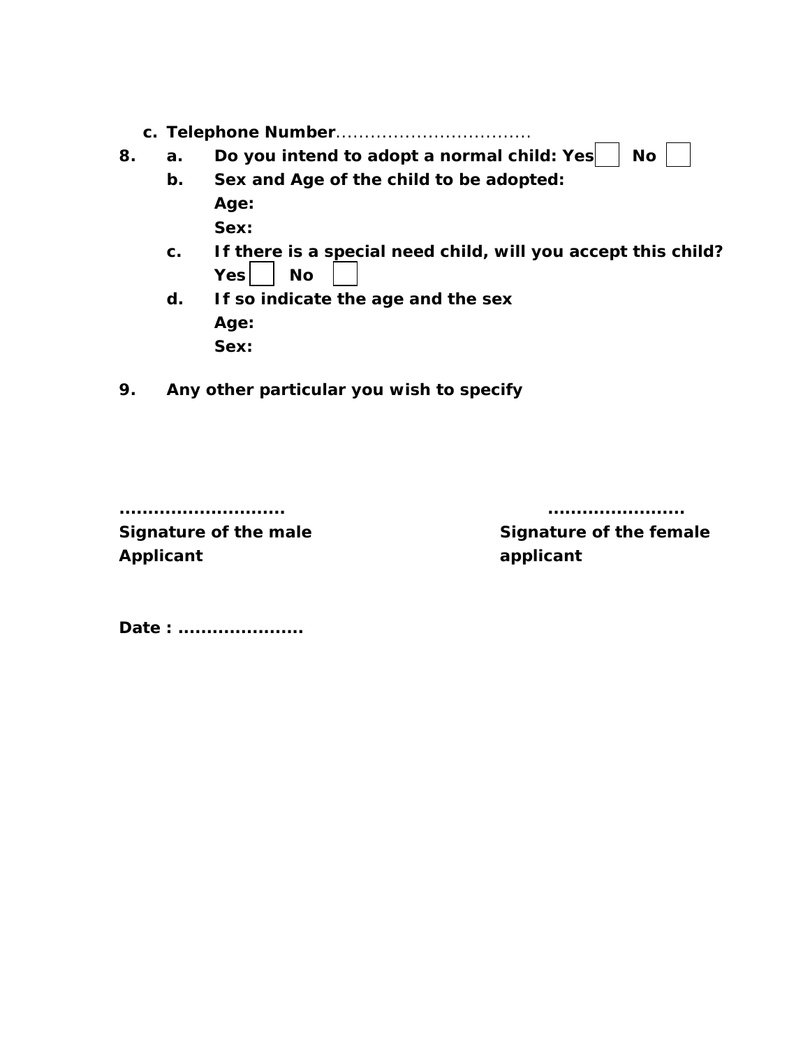**c. Telephone Number**..................................

**8. a. Do you intend to adopt a normal child: Yes ☐ No ☐**

**b. Sex and Age of the child to be adopted:**

**Age:**

**Sex:**

**c. If there is a special need child, will you accept this child?**

**Yes ☐ No ☐**

**d. If so indicate the age and the sex**

**Age:**

**Sex:**

**9. Any other particular you wish to specify**

**............................**
**Signature of the male Applicant**

**.......................**
**Signature of the female applicant**

**Date : .....................**